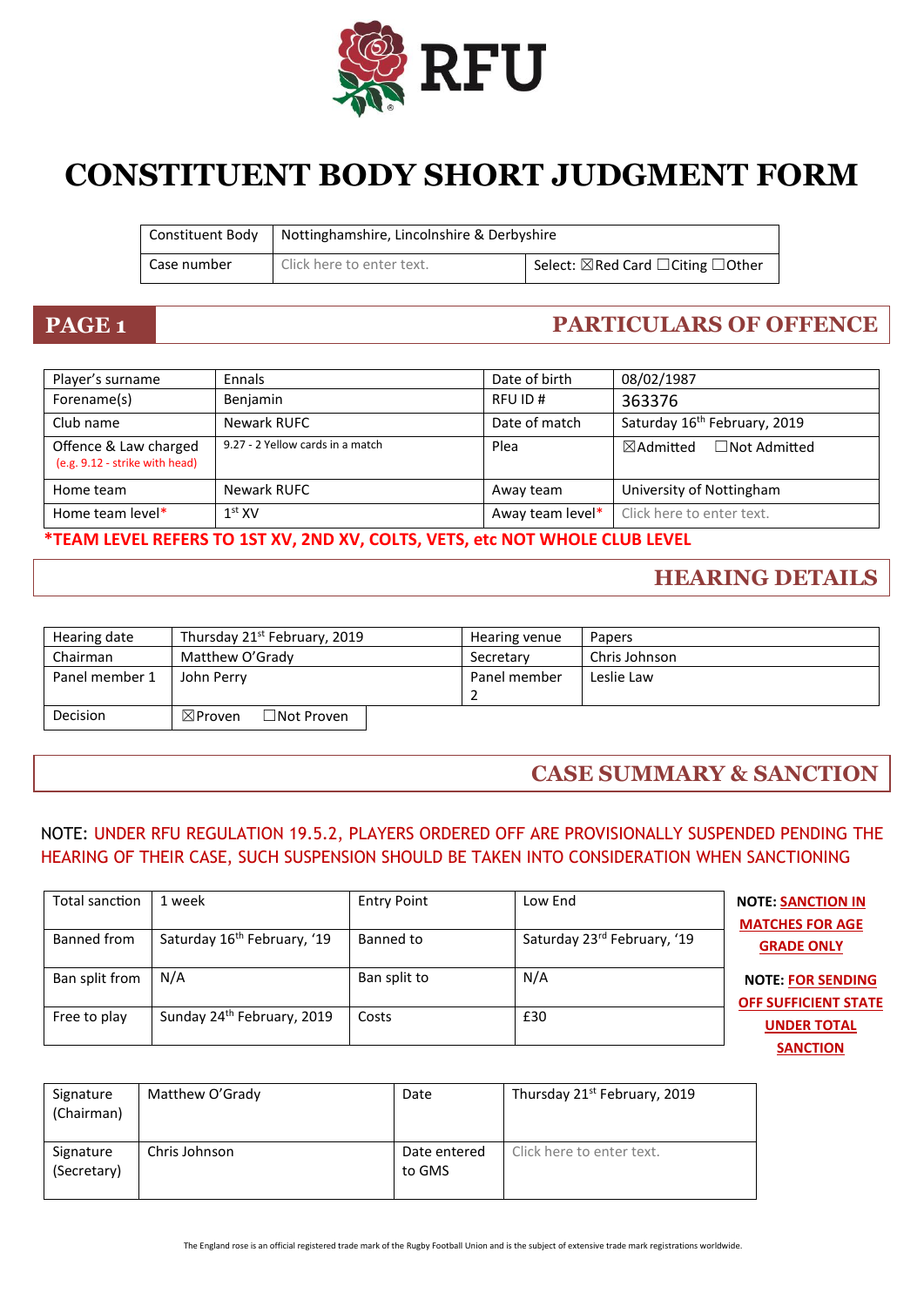RFU

# CONSTITUENT BODY SHORT JUDGMENT FORM

| Constituent Body | Nottinghamshire, Lincolnshire & Derbyshire | |
|---|---|---|
| Case number | Click here to enter text. | Select: ☒Red Card ☐Citing ☐Other |

## PAGE 1 — PARTICULARS OF OFFENCE

| Player's surname | Ennals | Date of birth | 08/02/1987 |
|---|---|---|---|
| Forename(s) | Benjamin | RFU ID # | 363376 |
| Club name | Newark RUFC | Date of match | Saturday 16th February, 2019 |
| Offence & Law charged (e.g. 9.12 - strike with head) | 9.27 - 2 Yellow cards in a match | Plea | ☒Admitted ☐Not Admitted |
| Home team | Newark RUFC | Away team | University of Nottingham |
| Home team level* | 1st XV | Away team level* | Click here to enter text. |

***TEAM LEVEL REFERS TO 1ST XV, 2ND XV, COLTS, VETS, etc NOT WHOLE CLUB LEVEL**

## HEARING DETAILS

| Hearing date | Thursday 21st February, 2019 | Hearing venue | Papers |
|---|---|---|---|
| Chairman | Matthew O'Grady | Secretary | Chris Johnson |
| Panel member 1 | John Perry | Panel member 2 | Leslie Law |
| Decision | ☒Proven ☐Not Proven | | |

## CASE SUMMARY & SANCTION

NOTE: UNDER RFU REGULATION 19.5.2, PLAYERS ORDERED OFF ARE PROVISIONALLY SUSPENDED PENDING THE HEARING OF THEIR CASE, SUCH SUSPENSION SHOULD BE TAKEN INTO CONSIDERATION WHEN SANCTIONING

| Total sanction | 1 week | Entry Point | Low End |
|---|---|---|---|
| Banned from | Saturday 16th February, '19 | Banned to | Saturday 23rd February, '19 |
| Ban split from | N/A | Ban split to | N/A |
| Free to play | Sunday 24th February, 2019 | Costs | £30 |

**NOTE: SANCTION IN MATCHES FOR AGE GRADE ONLY**

**NOTE: FOR SENDING OFF SUFFICIENT STATE UNDER TOTAL SANCTION**

| Signature (Chairman) | Matthew O'Grady | Date | Thursday 21st February, 2019 |
|---|---|---|---|
| Signature (Secretary) | Chris Johnson | Date entered to GMS | Click here to enter text. |

The England rose is an official registered trade mark of the Rugby Football Union and is the subject of extensive trade mark registrations worldwide.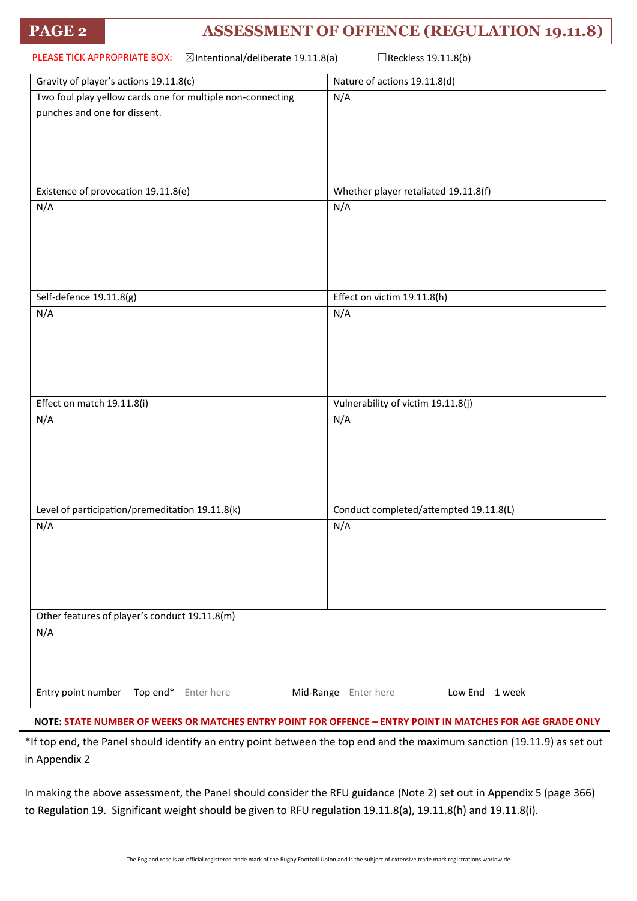## PAGE 2 ASSESSMENT OF OFFENCE (REGULATION 19.11.8)

PLEASE TICK APPROPRIATE BOX: ☒Intentional/deliberate 19.11.8(a) ☐Reckless 19.11.8(b)

| Gravity of player's actions 19.11.8(c) | Nature of actions 19.11.8(d) |
|---|---|
| Two foul play yellow cards one for multiple non-connecting punches and one for dissent. | N/A |
| **Existence of provocation 19.11.8(e)** | **Whether player retaliated 19.11.8(f)** |
| N/A | N/A |
| **Self-defence 19.11.8(g)** | **Effect on victim 19.11.8(h)** |
| N/A | N/A |
| **Effect on match 19.11.8(i)** | **Vulnerability of victim 19.11.8(j)** |
| N/A | N/A |
| **Level of participation/premeditation 19.11.8(k)** | **Conduct completed/attempted 19.11.8(L)** |
| N/A | N/A |
| **Other features of player's conduct 19.11.8(m)** | |
| N/A | |

| Entry point number | Top end* | Mid-Range | Low End |
|---|---|---|---|
| | Enter here | Enter here | 1 week |

**NOTE: STATE NUMBER OF WEEKS OR MATCHES ENTRY POINT FOR OFFENCE – ENTRY POINT IN MATCHES FOR AGE GRADE ONLY**

*If top end, the Panel should identify an entry point between the top end and the maximum sanction (19.11.9) as set out in Appendix 2

In making the above assessment, the Panel should consider the RFU guidance (Note 2) set out in Appendix 5 (page 366) to Regulation 19. Significant weight should be given to RFU regulation 19.11.8(a), 19.11.8(h) and 19.11.8(i).

The England rose is an official registered trade mark of the Rugby Football Union and is the subject of extensive trade mark registrations worldwide.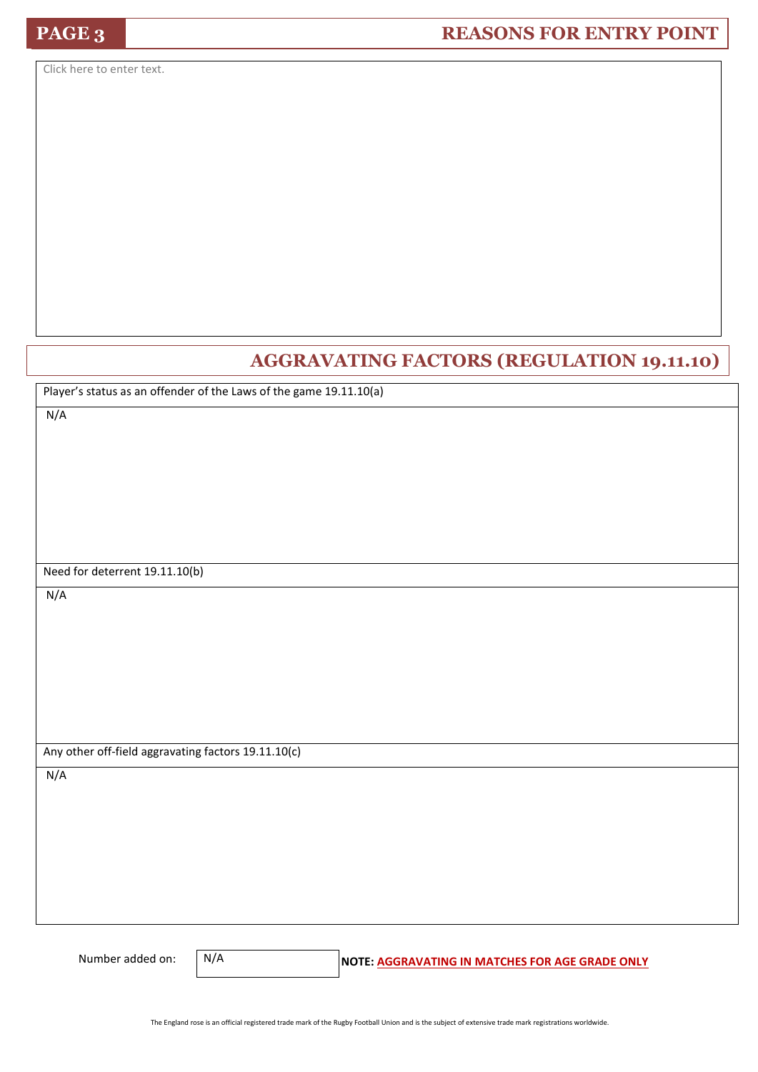**PAGE 3**

## REASONS FOR ENTRY POINT

Click here to enter text.

## AGGRAVATING FACTORS (REGULATION 19.11.10)

Player's status as an offender of the Laws of the game 19.11.10(a)

N/A

Need for deterrent 19.11.10(b)

N/A

Any other off-field aggravating factors 19.11.10(c)

N/A

Number added on: N/A

**NOTE: AGGRAVATING IN MATCHES FOR AGE GRADE ONLY**

The England rose is an official registered trade mark of the Rugby Football Union and is the subject of extensive trade mark registrations worldwide.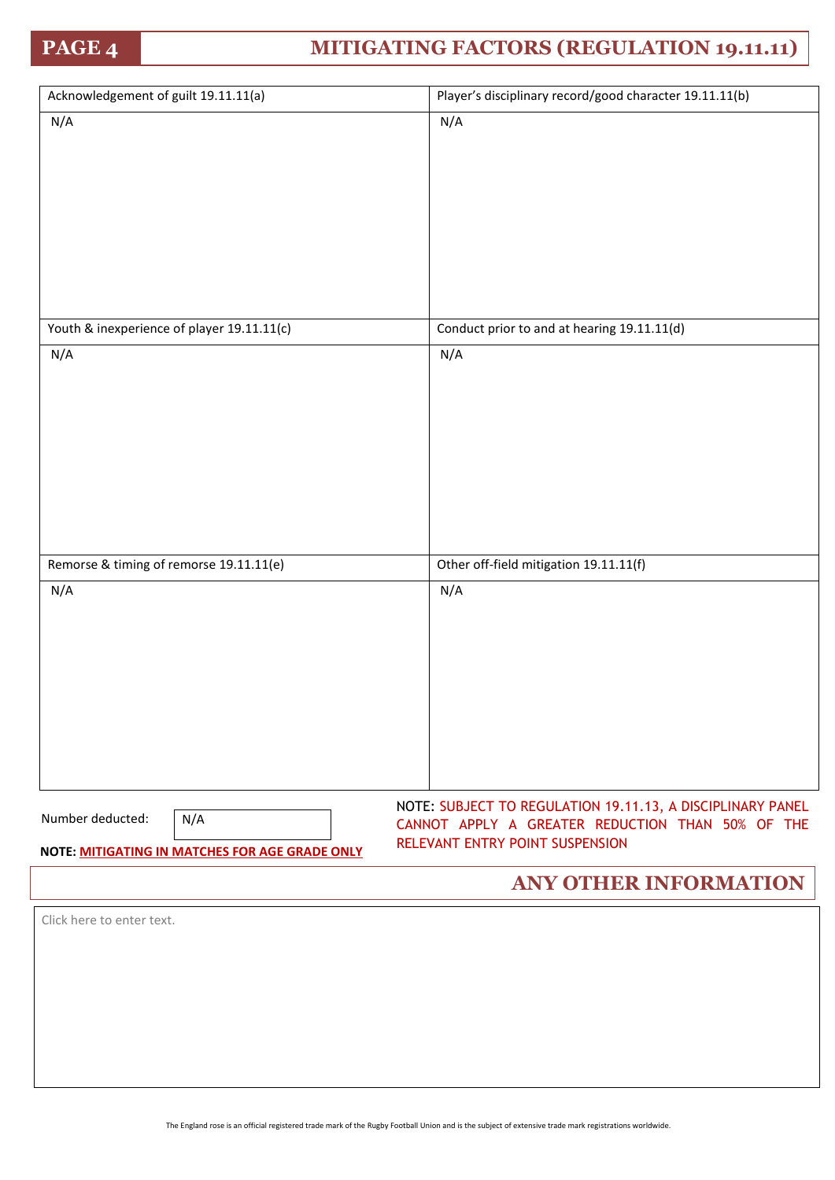## PAGE 4 MITIGATING FACTORS (REGULATION 19.11.11)

| Acknowledgement of guilt 19.11.11(a) | Player's disciplinary record/good character 19.11.11(b) |
|---|---|
| N/A | N/A |
| **Youth & inexperience of player 19.11.11(c)** | **Conduct prior to and at hearing 19.11.11(d)** |
| N/A | N/A |
| **Remorse & timing of remorse 19.11.11(e)** | **Other off-field mitigation 19.11.11(f)** |
| N/A | N/A |

Number deducted: N/A

**NOTE: MITIGATING IN MATCHES FOR AGE GRADE ONLY**

NOTE: SUBJECT TO REGULATION 19.11.13, A DISCIPLINARY PANEL CANNOT APPLY A GREATER REDUCTION THAN 50% OF THE RELEVANT ENTRY POINT SUSPENSION

## ANY OTHER INFORMATION

Click here to enter text.

The England rose is an official registered trade mark of the Rugby Football Union and is the subject of extensive trade mark registrations worldwide.